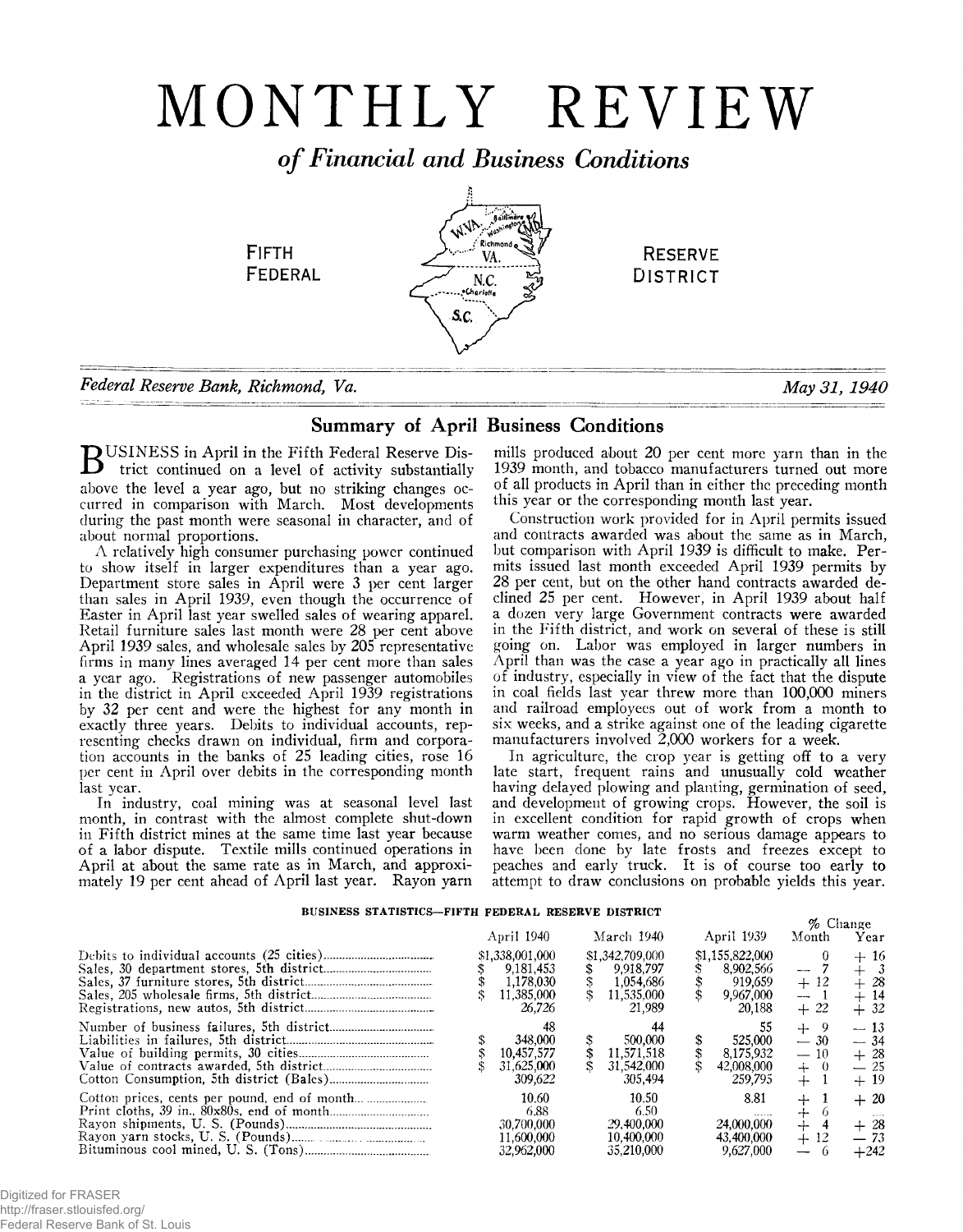# MONTHLY REVIEW

*of Financial and Business Conditions*

FIFTH FEDERAL RESERVE DISTRICT

*Federal Reserve Bank, Richmond, Va.* *May 31, 1940*

## Summary of April Business Conditions

BUSINESS in April in the Fifth Federal Reserve District continued on a level of activity substantially above the level a year ago, but no striking changes occurred in comparison with March. Most developments during the past month were seasonal in character, and of about normal proportions.

A relatively high consumer purchasing power continued to show itself in larger expenditures than a year ago. Department store sales in April were 3 per cent larger than sales in April 1939, even though the occurrence of Easter in April last year swelled sales of wearing apparel. Retail furniture sales last month were 28 per cent above April 1939 sales, and wholesale sales by 205 representative firms in many lines averaged 14 per cent more than sales a year ago. Registrations of new passenger automobiles in the district in April exceeded April 1939 registrations by 32 per cent and were the highest for any month in exactly three years. Debits to individual accounts, representing checks drawn on individual, firm and corporation accounts in the banks of 25 leading cities, rose 16 per cent in April over debits in the corresponding month last year.

In industry, coal mining was at seasonal level last month, in contrast with the almost complete shut-down in Fifth district mines at the same time last year because of a labor dispute. Textile mills continued operations in April at about the same rate as in March, and approximately 19 per cent ahead of April last year. Rayon yarn mills produced about 20 per cent more yarn than in the 1939 month, and tobacco manufacturers turned out more of all products in April than in either the preceding month this year or the corresponding month last year.

Construction work provided for in April permits issued and contracts awarded was about the same as in March, but comparison with April 1939 is difficult to make. Permits issued last month exceeded April 1939 permits by 28 per cent, but on the other hand contracts awarded declined 25 per cent. However, in April 1939 about half a dozen very large Government contracts were awarded in the Fifth district, and work on several of these is still going on. Labor was employed in larger numbers in April than was the case a year ago in practically all lines of industry, especially in view of the fact that the dispute in coal fields last year threw more than 100,000 miners and railroad employees out of work from a month to six weeks, and a strike against one of the leading cigarette manufacturers involved 2,000 workers for a week.

In agriculture, the crop year is getting off to a very late start, frequent rains and unusually cold weather having delayed plowing and planting, germination of seed, and development of growing crops. However, the soil is in excellent condition for rapid growth of crops when warm weather comes, and no serious damage appears to have been done by late frosts and freezes except to peaches and early truck. It is of course too early to attempt to draw conclusions on probable yields this year.

**BUSINESS STATISTICS—FIFTH FEDERAL RESERVE DISTRICT**

| | April 1940 | March 1940 | April 1939 | % Change Month | % Change Year |
|---|---|---|---|---|---|
| Debits to individual accounts (25 cities) | $1,338,001,000 | $1,342,709,000 | $1,155,822,000 | 0 | + 16 |
| Sales, 30 department stores, 5th district | $ 9,181,453 | $ 9,918,797 | $ 8,902,566 | — 7 | + 3 |
| Sales, 37 furniture stores, 5th district | $ 1,178,030 | $ 1,054,686 | $ 919,659 | + 12 | + 28 |
| Sales, 205 wholesale firms, 5th district | $ 11,385,000 | $ 11,535,000 | $ 9,967,000 | — 1 | + 14 |
| Registrations, new autos, 5th district | 26,726 | 21,989 | 20,188 | + 22 | + 32 |
| Number of business failures, 5th district | 48 | 44 | 55 | + 9 | — 13 |
| Liabilities in failures, 5th district | $ 348,000 | $ 500,000 | $ 525,000 | — 30 | — 34 |
| Value of building permits, 30 cities | $ 10,457,577 | $ 11,571,518 | $ 8,175,932 | — 10 | + 28 |
| Value of contracts awarded, 5th district | $ 31,625,000 | $ 31,542,000 | $ 42,008,000 | + 0 | — 25 |
| Cotton Consumption, 5th district (Bales) | 309,622 | 305,494 | 259,795 | + 1 | + 19 |
| Cotton prices, cents per pound, end of month | 10.60 | 10.50 | 8.81 | + 1 | + 20 |
| Print cloths, 39 in., 80x80s, end of month | 6.88 | 6.50 | ...... | + 6 | .... |
| Rayon shipments, U. S. (Pounds) | 30,700,000 | 29,400,000 | 24,000,000 | + 4 | + 28 |
| Rayon yarn stocks, U. S. (Pounds) | 11,600,000 | 10,400,000 | 43,400,000 | + 12 | — 73 |
| Bituminous cool mined, U. S. (Tons) | 32,962,000 | 35,210,000 | 9,627,000 | — 6 | +242 |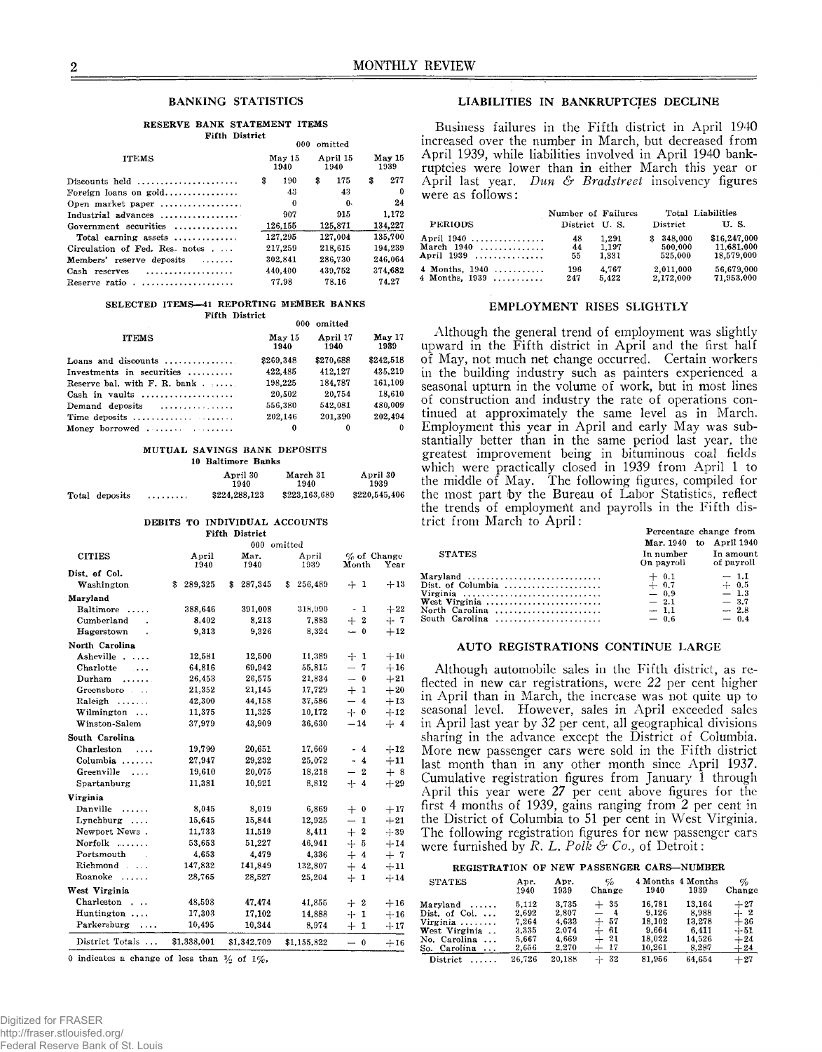## BANKING STATISTICS

### RESERVE BANK STATEMENT ITEMS
Fifth District

000 omitted

| ITEMS | May 15 1940 | April 15 1940 | May 15 1939 |
|---|---|---|---|
| Discounts held | $ 190 | $ 175 | $ 277 |
| Foreign loans on gold | 43 | 43 | 0 |
| Open market paper | 0 | 0 | 24 |
| Industrial advances | 907 | 915 | 1,172 |
| Government securities | 126,155 | 125,871 | 134,227 |
| Total earning assets | 127,295 | 127,004 | 135,700 |
| Circulation of Fed. Res. notes | 217,259 | 218,615 | 194,239 |
| Members' reserve deposits | 302,841 | 286,730 | 246,064 |
| Cash reserves | 440,400 | 439,752 | 374,682 |
| Reserve ratio | 77.98 | 78.16 | 74.27 |

### SELECTED ITEMS—41 REPORTING MEMBER BANKS
Fifth District

000 omitted

| ITEMS | May 15 1940 | April 17 1940 | May 17 1939 |
|---|---|---|---|
| Loans and discounts | $269,348 | $270,688 | $242,518 |
| Investments in securities | 422,485 | 412,127 | 435,219 |
| Reserve bal. with F. R. bank | 198,225 | 184,787 | 161,109 |
| Cash in vaults | 20,502 | 20,754 | 18,610 |
| Demand deposits | 556,380 | 542,081 | 480,009 |
| Time deposits | 202,146 | 201,390 | 202,494 |
| Money borrowed | 0 | 0 | 0 |

### MUTUAL SAVINGS BANK DEPOSITS
10 Baltimore Banks

| | April 30 1940 | March 31 1940 | April 30 1939 |
|---|---|---|---|
| Total deposits | $224,288,123 | $223,163,680 | $220,545,406 |

### DEBITS TO INDIVIDUAL ACCOUNTS
Fifth District

000 omitted

| CITIES | April 1940 | Mar. 1940 | April 1939 | % of Change Month | % of Change Year |
|---|---|---|---|---|---|
| **Dist. of Col.** | | | | | |
| Washington | $ 289,325 | $ 287,345 | $ 256,489 | + 1 | +13 |
| **Maryland** | | | | | |
| Baltimore | 388,646 | 391,008 | 318,990 | - 1 | +22 |
| Cumberland | 8,402 | 8,213 | 7,883 | + 2 | + 7 |
| Hagerstown | 9,313 | 9,326 | 8,324 | — 0 | +12 |
| **North Carolina** | | | | | |
| Asheville | 12,581 | 12,500 | 11,389 | + 1 | +10 |
| Charlotte | 64,816 | 69,942 | 55,815 | — 7 | +16 |
| Durham | 26,453 | 26,575 | 21,834 | — 0 | +21 |
| Greensboro | 21,352 | 21,145 | 17,729 | + 1 | +20 |
| Raleigh | 42,300 | 44,158 | 37,586 | — 4 | +13 |
| Wilmington | 11,375 | 11,325 | 10,172 | + 0 | +12 |
| Winston-Salem | 37,979 | 43,909 | 36,630 | —14 | + 4 |
| **South Carolina** | | | | | |
| Charleston | 19,799 | 20,651 | 17,669 | - 4 | +12 |
| Columbia | 27,947 | 29,232 | 25,072 | - 4 | +11 |
| Greenville | 19,610 | 20,075 | 18,218 | — 2 | + 8 |
| Spartanburg | 11,381 | 10,921 | 8,812 | + 4 | +29 |
| **Virginia** | | | | | |
| Danville | 8,045 | 8,019 | 6,869 | + 0 | +17 |
| Lynchburg | 15,645 | 15,844 | 12,925 | — 1 | +21 |
| Newport News | 11,733 | 11,519 | 8,411 | + 2 | +39 |
| Norfolk | 53,653 | 51,227 | 46,941 | + 5 | +14 |
| Portsmouth | 4,653 | 4,479 | 4,336 | + 4 | + 7 |
| Richmond | 147,832 | 141,849 | 132,807 | + 4 | +11 |
| Roanoke | 28,765 | 28,527 | 25,204 | + 1 | +14 |
| **West Virginia** | | | | | |
| Charleston | 48,598 | 47,474 | 41,855 | + 2 | +16 |
| Huntington | 17,303 | 17,102 | 14,888 | + 1 | +16 |
| Parkersburg | 10,495 | 10,344 | 8,974 | + 1 | +17 |
| District Totals | $1,338,001 | $1,342,709 | $1,155,822 | — 0 | +16 |

0 indicates a change of less than ½ of 1%.

## LIABILITIES IN BANKRUPTCIES DECLINE

Business failures in the Fifth district in April 1940 increased over the number in March, but decreased from April 1939, while liabilities involved in April 1940 bankruptcies were lower than in either March this year or April last year. *Dun & Bradstreet* insolvency figures were as follows:

| PERIODS | Number of Failures District | Number of Failures U. S. | Total Liabilities District | Total Liabilities U. S. |
|---|---|---|---|---|
| April 1940 | 48 | 1,291 | $ 348,000 | $16,247,000 |
| March 1940 | 44 | 1,197 | 500,000 | 11,681,000 |
| April 1939 | 55 | 1,331 | 525,000 | 18,579,000 |
| 4 Months, 1940 | 196 | 4,767 | 2,011,000 | 56,679,000 |
| 4 Months, 1939 | 247 | 5,422 | 2,172,000 | 71,953,000 |

## EMPLOYMENT RISES SLIGHTLY

Although the general trend of employment was slightly upward in the Fifth district in April and the first half of May, not much net change occurred. Certain workers in the building industry such as painters experienced a seasonal upturn in the volume of work, but in most lines of construction and industry the rate of operations continued at approximately the same level as in March. Employment this year in April and early May was substantially better than in the same period last year, the greatest improvement being in bituminous coal fields which were practically closed in 1939 from April 1 to the middle of May. The following figures, compiled for the most part by the Bureau of Labor Statistics, reflect the trends of employment and payrolls in the Fifth district from March to April:

| STATES | Percentage change from Mar. 1940 to April 1940 In number On payroll | In amount of payroll |
|---|---|---|
| Maryland | + 0.1 | — 1.1 |
| Dist. of Columbia | + 0.7 | + 0.5 |
| Virginia | — 0.9 | — 1.3 |
| West Virginia | — 2.1 | — 3.7 |
| North Carolina | — 1.1 | — 2.8 |
| South Carolina | — 0.6 | — 0.4 |

## AUTO REGISTRATIONS CONTINUE LARGE

Although automobile sales in the Fifth district, as reflected in new car registrations, were 22 per cent higher in April than in March, the increase was not quite up to seasonal level. However, sales in April exceeded sales in April last year by 32 per cent, all geographical divisions sharing in the advance except the District of Columbia. More new passenger cars were sold in the Fifth district last month than in any other month since April 1937. Cumulative registration figures from January 1 through April this year were 27 per cent above figures for the first 4 months of 1939, gains ranging from 2 per cent in the District of Columbia to 51 per cent in West Virginia. The following registration figures for new passenger cars were furnished by *R. L. Polk & Co.*, of Detroit:

### REGISTRATION OF NEW PASSENGER CARS—NUMBER

| STATES | Apr. 1940 | Apr. 1939 | % Change | 4 Months 1940 | 4 Months 1939 | % Change |
|---|---|---|---|---|---|---|
| Maryland | 5,112 | 3,735 | + 35 | 16,781 | 13,164 | +27 |
| Dist. of Col. | 2,692 | 2,807 | — 4 | 9,126 | 8,988 | + 2 |
| Virginia | 7,264 | 4,633 | + 57 | 18,102 | 13,278 | +36 |
| West Virginia | 3,335 | 2,074 | + 61 | 9,664 | 6,411 | +51 |
| No. Carolina | 5,667 | 4,669 | + 21 | 18,022 | 14,526 | +24 |
| So. Carolina | 2,656 | 2,270 | + 17 | 10,261 | 8,287 | +24 |
| District | 26,726 | 20,188 | + 32 | 81,956 | 64,654 | +27 |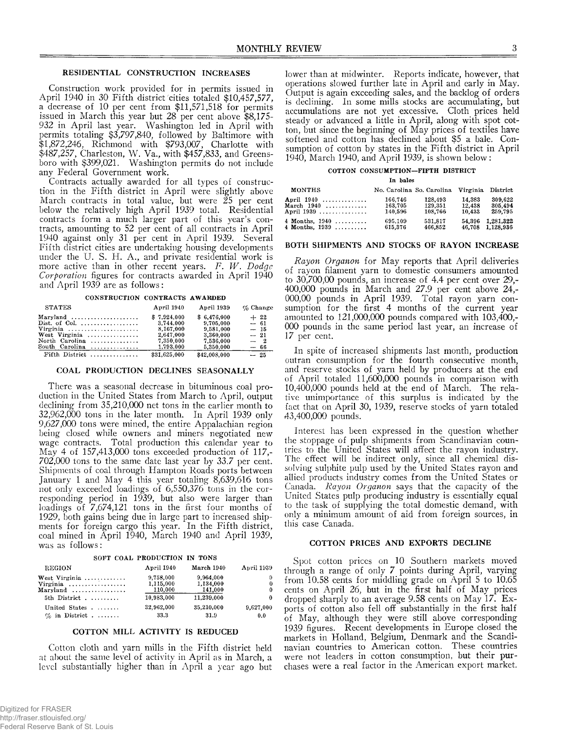## RESIDENTIAL CONSTRUCTION INCREASES

Construction work provided for in permits issued in April 1940 in 30 Fifth district cities totaled $10,457,577, a decrease of 10 per cent from $11,571,518 for permits issued in March this year but 28 per cent above $8,175-932 in April last year. Washington led in April with permits totaling $3,797,840, followed by Baltimore with $1,872,246, Richmond with $793,007, Charlotte with $487,257, Charleston, W. Va., with $457,833, and Greensboro with $399,021. Washington permits do not include any Federal Government work.

Contracts actually awarded for all types of construction in the Fifth district in April were slightly above March contracts in total value, but were 25 per cent below the relatively high April 1939 total. Residential contracts form a much larger part of this year's contracts, amounting to 52 per cent of all contracts in April 1940 against only 31 per cent in April 1939. Several Fifth district cities are undertaking housing developments under the U. S. H. A., and private residential work is more active than in other recent years. *F. W. Dodge Corporation* figures for contracts awarded in April 1940 and April 1939 are as follows:

**CONSTRUCTION CONTRACTS AWARDED**

| STATES | April 1940 | April 1939 | % Change |
|---|---|---|---|
| Maryland | $ 7,924,000 | $ 6,476,000 | + 22 |
| Dist. of Col. | 3,744,000 | 9,705,000 | — 61 |
| Virginia | 8,167,000 | 9,581,000 | — 15 |
| West Virginia | 2,647,000 | 3,360,000 | — 21 |
| North Carolina | 7,350,000 | 7,536,000 | — 2 |
| South Carolina | 1,793,000 | 5,350,000 | — 66 |
| Fifth District | $31,625,000 | $42,008,000 | — 25 |

## COAL PRODUCTION DECLINES SEASONALLY

There was a seasonal decrease in bituminous coal production in the United States from March to April, output declining from 35,210,000 net tons in the earlier month to 32,962,000 tons in the later month. In April 1939 only 9,627,000 tons were mined, the entire Appalachian region being closed while owners and miners negotiated new wage contracts. Total production this calendar year to May 4 of 157,413,000 tons exceeded production of 117,-702,000 tons to the same date last year by 33.7 per cent. Shipments of coal through Hampton Roads ports between January 1 and May 4 this year totaling 8,639,616 tons not only exceeded loadings of 6,550,376 tons in the corresponding period in 1939, but also were larger than loadings of 7,674,121 tons in the first four months of 1929, both gains being due in large part to increased shipments for foreign cargo this year. In the Fifth district, coal mined in April 1940, March 1940 and April 1939, was as follows:

**SOFT COAL PRODUCTION IN TONS**

| REGION | April 1940 | March 1940 | April 1939 |
|---|---|---|---|
| West Virginia | 9,758,000 | 9,964,000 | 0 |
| Virginia | 1,115,000 | 1,134,000 | 0 |
| Maryland | 110,000 | 141,000 | 0 |
| 5th District | 10,983,000 | 11,239,000 | 0 |
| United States | 32,962,000 | 35,210,000 | 9,627,000 |
| % in District | 33.3 | 31.9 | 0.0 |

## COTTON MILL ACTIVITY IS REDUCED

Cotton cloth and yarn mills in the Fifth district held at about the same level of activity in April as in March, a level substantially higher than in April a year ago but lower than at midwinter. Reports indicate, however, that operations slowed further late in April and early in May. Output is again exceeding sales, and the backlog of orders is declining. In some mills stocks are accumulating, but accumulations are not yet excessive. Cloth prices held steady or advanced a little in April, along with spot cotton, but since the beginning of May prices of textiles have softened and cotton has declined about $5 a bale. Consumption of cotton by states in the Fifth district in April 1940, March 1940, and April 1939, is shown below:

**COTTON CONSUMPTION—FIFTH DISTRICT**

In bales

| MONTHS | No. Carolina | So. Carolina | Virginia | District |
|---|---|---|---|---|
| April 1940 | 166,746 | 128,493 | 14,383 | 309,622 |
| March 1940 | 163,705 | 129,351 | 12,438 | 305,494 |
| April 1939 | 140,596 | 108,766 | 10,433 | 259,795 |
| 4 Months, 1940 | 695,109 | 531,817 | 54,396 | 1,281,322 |
| 4 Months, 1939 | 615,376 | 466,852 | 46,708 | 1,128,936 |

## BOTH SHIPMENTS AND STOCKS OF RAYON INCREASE

*Rayon Organon* for May reports that April deliveries of rayon filament yarn to domestic consumers amounted to 30,700,00 pounds, an increase of 4.4 per cent over 29,-400,000 pounds in March and 27.9 per cent above 24,-000,00 pounds in April 1939. Total rayon yarn consumption for the first 4 months of the current year amounted to 121,000,000 pounds compared with 103,400,-000 pounds in the same period last year, an increase of 17 per cent.

In spite of increased shipments last month, production outran consumption for the fourth consecutive month, and reserve stocks of yarn held by producers at the end of April totaled 11,600,000 pounds in comparison with 10,400,000 pounds held at the end of March. The relative unimportance of this surplus is indicated by the fact that on April 30, 1939, reserve stocks of yarn totaled 43,400,000 pounds.

Interest has been expressed in the question whether the stoppage of pulp shipments from Scandinavian countries to the United States will affect the rayon industry. The effect will be indirect only, since all chemical dissolving sulphite pulp used by the United States rayon and allied products industry comes from the United States or Canada. *Rayon Organon* says that the capacity of the United States pulp producing industry is essentially equal to the task of supplying the total domestic demand, with only a minimum amount of aid from foreign sources, in this case Canada.

## COTTON PRICES AND EXPORTS DECLINE

Spot cotton prices on 10 Southern markets moved through a range of only 7 points during April, varying from 10.58 cents for middling grade on April 5 to 10.65 cents on April 26, but in the first half of May prices dropped sharply to an average 9.58 cents on May 17. Exports of cotton also fell off substantially in the first half of May, although they were still above corresponding 1939 figures. Recent developments in Europe closed the markets in Holland, Belgium, Denmark and the Scandinavian countries to American cotton. These countries were not leaders in cotton consumption, but their purchases were a real factor in the American export market.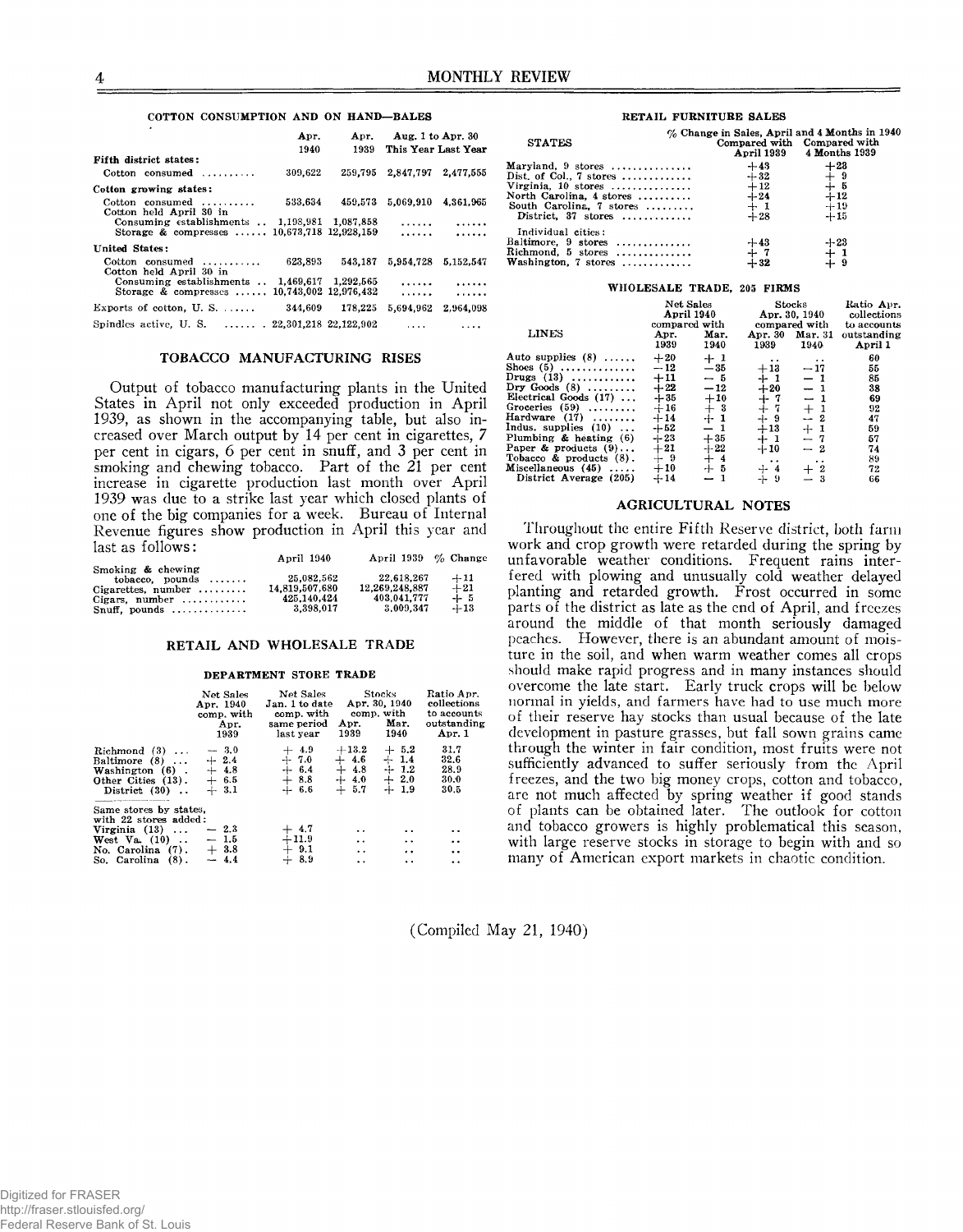## COTTON CONSUMPTION AND ON HAND—BALES

| | Apr. 1940 | Apr. 1939 | Aug. 1 to Apr. 30 This Year | Aug. 1 to Apr. 30 Last Year |
|---|---|---|---|---|
| **Fifth district states:** | | | | |
| Cotton consumed | 309,622 | 259,795 | 2,847,797 | 2,477,555 |
| **Cotton growing states:** | | | | |
| Cotton consumed | 533,634 | 459,573 | 5,069,910 | 4,361,965 |
| Cotton held April 30 in | | | | |
| Consuming establishments | 1,198,981 | 1,087,858 | ...... | ...... |
| Storage & compresses | 10,673,718 | 12,928,159 | ...... | ...... |
| **United States:** | | | | |
| Cotton consumed | 623,893 | 543,187 | 5,954,728 | 5,152,547 |
| Cotton held April 30 in | | | | |
| Consuming establishments | 1,469,617 | 1,292,565 | ...... | ...... |
| Storage & compresses | 10,743,002 | 12,976,432 | ...... | ...... |
| Exports of cotton, U. S. | 344,609 | 178,225 | 5,694,962 | 2,964,098 |
| Spindles active, U. S. | 22,301,218 | 22,122,902 | .... | .... |

## TOBACCO MANUFACTURING RISES

Output of tobacco manufacturing plants in the United States in April not only exceeded production in April 1939, as shown in the accompanying table, but also increased over March output by 14 per cent in cigarettes, 7 per cent in cigars, 6 per cent in snuff, and 3 per cent in smoking and chewing tobacco. Part of the 21 per cent increase in cigarette production last month over April 1939 was due to a strike last year which closed plants of one of the big companies for a week. Bureau of Internal Revenue figures show production in April this year and last as follows:

| | April 1940 | April 1939 | % Change |
|---|---|---|---|
| Smoking & chewing tobacco, pounds | 25,082,562 | 22,618,267 | +11 |
| Cigarettes, number | 14,819,507,680 | 12,269,248,887 | +21 |
| Cigars, number | 425,140,424 | 403,041,777 | + 5 |
| Snuff, pounds | 3,398,017 | 3,009,347 | +13 |

## RETAIL AND WHOLESALE TRADE

### DEPARTMENT STORE TRADE

| | Net Sales Apr. 1940 comp. with Apr. 1939 | Net Sales Jan. 1 to date comp. with same period last year | Stocks Apr. 30, 1940 comp. with Apr. 1939 | Stocks Apr. 30, 1940 comp. with Mar. 1940 | Ratio Apr. collections to accounts outstanding Apr. 1 |
|---|---|---|---|---|---|
| Richmond (3) | − 3.0 | + 4.9 | +13.2 | + 5.2 | 31.7 |
| Baltimore (8) | + 2.4 | + 7.0 | + 4.6 | + 1.4 | 32.6 |
| Washington (6) | + 4.8 | + 6.4 | + 4.8 | + 1.2 | 28.9 |
| Other Cities (13) | + 6.5 | + 8.8 | + 4.0 | + 2.0 | 30.0 |
| District (30) | + 3.1 | + 6.6 | + 5.7 | + 1.9 | 30.5 |
| Same stores by states, with 22 stores added: | | | | | |
| Virginia (13) | − 2.3 | + 4.7 | .. | .. | .. |
| West Va. (10) | − 1.5 | +11.9 | .. | .. | .. |
| No. Carolina (7) | + 3.8 | + 9.1 | .. | .. | .. |
| So. Carolina (8) | − 4.4 | + 8.9 | .. | .. | .. |

### RETAIL FURNITURE SALES

| STATES | % Change in Sales, April and 4 Months in 1940 Compared with April 1939 | Compared with 4 Months 1939 |
|---|---|---|
| Maryland, 9 stores | +43 | +23 |
| Dist. of Col., 7 stores | +32 | + 9 |
| Virginia, 10 stores | +12 | + 5 |
| North Carolina, 4 stores | +24 | +12 |
| South Carolina, 7 stores | + 1 | +19 |
| District, 37 stores | +28 | +15 |
| Individual cities: | | |
| Baltimore, 9 stores | +43 | +23 |
| Richmond, 5 stores | + 7 | + 1 |
| Washington, 7 stores | +32 | + 9 |

### WHOLESALE TRADE, 205 FIRMS

| LINES | Net Sales April 1940 compared with Apr. 1939 | Net Sales April 1940 compared with Mar. 1940 | Stocks Apr. 30, 1940 compared with Apr. 30 1939 | Stocks Apr. 30, 1940 compared with Mar. 31 1940 | Ratio Apr. collections to accounts outstanding April 1 |
|---|---|---|---|---|---|
| Auto supplies (8) | +20 | + 1 | .. | .. | 60 |
| Shoes (5) | −12 | −35 | +13 | −17 | 55 |
| Drugs (13) | +11 | − 5 | + 1 | − 1 | 85 |
| Dry Goods (8) | +22 | −12 | +20 | − 1 | 38 |
| Electrical Goods (17) | +35 | +10 | + 7 | − 1 | 69 |
| Groceries (59) | +16 | + 3 | + 7 | + 1 | 92 |
| Hardware (17) | +14 | + 1 | + 9 | − 2 | 47 |
| Indus. supplies (10) | +52 | − 1 | +13 | + 1 | 59 |
| Plumbing & heating (6) | +23 | +35 | + 1 | − 7 | 57 |
| Paper & products (9) | +21 | +22 | +10 | − 2 | 74 |
| Tobacco & products (8) | + 9 | + 4 | .. | .. | 89 |
| Miscellaneous (45) | +10 | + 5 | + 4 | + 2 | 72 |
| District Average (205) | +14 | − 1 | + 9 | − 3 | 66 |

## AGRICULTURAL NOTES

Throughout the entire Fifth Reserve district, both farm work and crop growth were retarded during the spring by unfavorable weather conditions. Frequent rains interfered with plowing and unusually cold weather delayed planting and retarded growth. Frost occurred in some parts of the district as late as the end of April, and freezes around the middle of that month seriously damaged peaches. However, there is an abundant amount of moisture in the soil, and when warm weather comes all crops should make rapid progress and in many instances should overcome the late start. Early truck crops will be below normal in yields, and farmers have had to use much more of their reserve hay stocks than usual because of the late development in pasture grasses, but fall sown grains came through the winter in fair condition, most fruits were not sufficiently advanced to suffer seriously from the April freezes, and the two big money crops, cotton and tobacco, are not much affected by spring weather if good stands of plants can be obtained later. The outlook for cotton and tobacco growers is highly problematical this season, with large reserve stocks in storage to begin with and so many of American export markets in chaotic condition.

(Compiled May 21, 1940)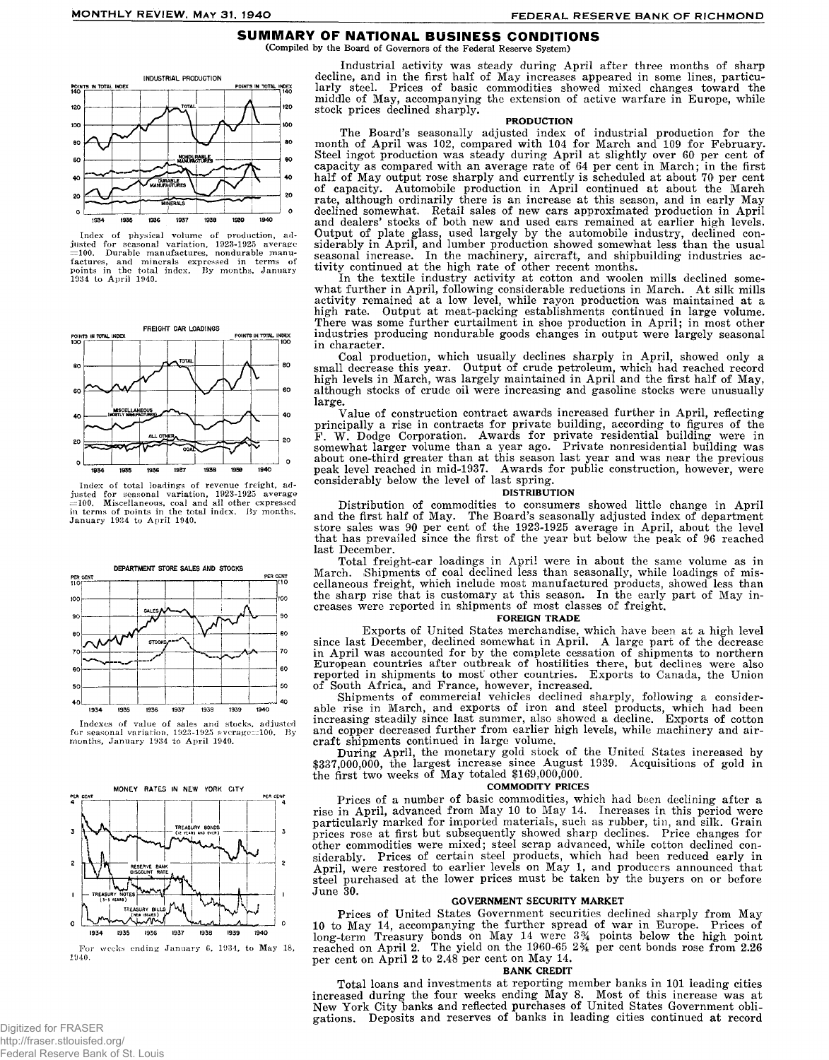# SUMMARY OF NATIONAL BUSINESS CONDITIONS

(Compiled by the Board of Governors of the Federal Reserve System)

INDUSTRIAL PRODUCTION

POINTS IN TOTAL INDEX

TOTAL

NONDURABLE MANUFACTURES

DURABLE MANUFACTURES

MINERALS

1934 1935 1936 1937 1938 1939 1940

Index of physical volume of production, adjusted for seasonal variation, 1923-1925 average =100. Durable manufactures, nondurable manufactures, and minerals expressed in terms of points in the total index. By months, January 1934 to April 1940.

FREIGHT CAR LOADINGS

POINTS IN TOTAL INDEX

TOTAL

MISCELLANEOUS (MOSTLY MANUFACTURES)

ALL OTHER

COAL

1934 1935 1936 1937 1938 1939 1940

Index of total loadings of revenue freight, adjusted for seasonal variation, 1923-1925 average =100. Miscellaneous, coal and all other expressed in terms of points in the total index. By months, January 1934 to April 1940.

DEPARTMENT STORE SALES AND STOCKS

PER CENT

SALES

STOCKS

1934 1935 1936 1937 1938 1939 1940

Indexes of value of sales and stocks, adjusted for seasonal variation, 1923-1925 average=100. By months, January 1934 to April 1940.

MONEY RATES IN NEW YORK CITY

PER CENT

TREASURY BONDS (12 YEARS AND OVER)

RESERVE BANK DISCOUNT RATE

TREASURY NOTES (3-5 YEARS)

TREASURY BILLS (NEW ISSUES)

1934 1935 1936 1937 1938 1939 1940

For weeks ending January 6, 1934, to May 18, 1940.

Industrial activity was steady during April after three months of sharp decline, and in the first half of May increases appeared in some lines, particularly steel. Prices of basic commodities showed mixed changes toward the middle of May, accompanying the extension of active warfare in Europe, while stock prices declined sharply.

## PRODUCTION

The Board's seasonally adjusted index of industrial production for the month of April was 102, compared with 104 for March and 109 for February. Steel ingot production was steady during April at slightly over 60 per cent of capacity as compared with an average rate of 64 per cent in March; in the first half of May output rose sharply and currently is scheduled at about 70 per cent of capacity. Automobile production in April continued at about the March rate, although ordinarily there is an increase at this season, and in early May declined somewhat. Retail sales of new cars approximated production in April and dealers' stocks of both new and used cars remained at earlier high levels. Output of plate glass, used largely by the automobile industry, declined considerably in April, and lumber production showed somewhat less than the usual seasonal increase. In the machinery, aircraft, and shipbuilding industries activity continued at the high rate of other recent months.

In the textile industry activity at cotton and woolen mills declined somewhat further in April, following considerable reductions in March. At silk mills activity remained at a low level, while rayon production was maintained at a high rate. Output at meat-packing establishments continued in large volume. There was some further curtailment in shoe production in April; in most other industries producing nondurable goods changes in output were largely seasonal in character.

Coal production, which usually declines sharply in April, showed only a small decrease this year. Output of crude petroleum, which had reached record high levels in March, was largely maintained in April and the first half of May, although stocks of crude oil were increasing and gasoline stocks were unusually large.

Value of construction contract awards increased further in April, reflecting principally a rise in contracts for private building, according to figures of the F. W. Dodge Corporation. Awards for private residential building were in somewhat larger volume than a year ago. Private nonresidential building was about one-third greater than at this season last year and was near the previous peak level reached in mid-1937. Awards for public construction, however, were considerably below the level of last spring.

## DISTRIBUTION

Distribution of commodities to consumers showed little change in April and the first half of May. The Board's seasonally adjusted index of department store sales was 90 per cent of the 1923-1925 average in April, about the level that has prevailed since the first of the year but below the peak of 96 reached last December.

Total freight-car loadings in April were in about the same volume as in March. Shipments of coal declined less than seasonally, while loadings of miscellaneous freight, which include most manufactured products, showed less than the sharp rise that is customary at this season. In the early part of May increases were reported in shipments of most classes of freight.

## FOREIGN TRADE

Exports of United States merchandise, which have been at a high level since last December, declined somewhat in April. A large part of the decrease in April was accounted for by the complete cessation of shipments to northern European countries after outbreak of hostilities there, but declines were also reported in shipments to most other countries. Exports to Canada, the Union of South Africa, and France, however, increased.

Shipments of commercial vehicles declined sharply, following a considerable rise in March, and exports of iron and steel products, which had been increasing steadily since last summer, also showed a decline. Exports of cotton and copper decreased further from earlier high levels, while machinery and aircraft shipments continued in large volume.

During April, the monetary gold stock of the United States increased by $337,000,000, the largest increase since August 1939. Acquisitions of gold in the first two weeks of May totaled $169,000,000.

## COMMODITY PRICES

Prices of a number of basic commodities, which had been declining after a rise in April, advanced from May 10 to May 14. Increases in this period were particularly marked for imported materials, such as rubber, tin, and silk. Grain prices rose at first but subsequently showed sharp declines. Price changes for other commodities were mixed; steel scrap advanced, while cotton declined considerably. Prices of certain steel products, which had been reduced early in April, were restored to earlier levels on May 1, and producers announced that steel purchased at the lower prices must be taken by the buyers on or before June 30.

## GOVERNMENT SECURITY MARKET

Prices of United States Government securities declined sharply from May 10 to May 14, accompanying the further spread of war in Europe. Prices of long-term Treasury bonds on May 14 were 3¾ points below the high point reached on April 2. The yield on the 1960-65 2¾ per cent bonds rose from 2.26 per cent on April 2 to 2.48 per cent on May 14.

## BANK CREDIT

Total loans and investments at reporting member banks in 101 leading cities increased during the four weeks ending May 8. Most of this increase was at New York City banks and reflected purchases of United States Government obligations. Deposits and reserves of banks in leading cities continued at record